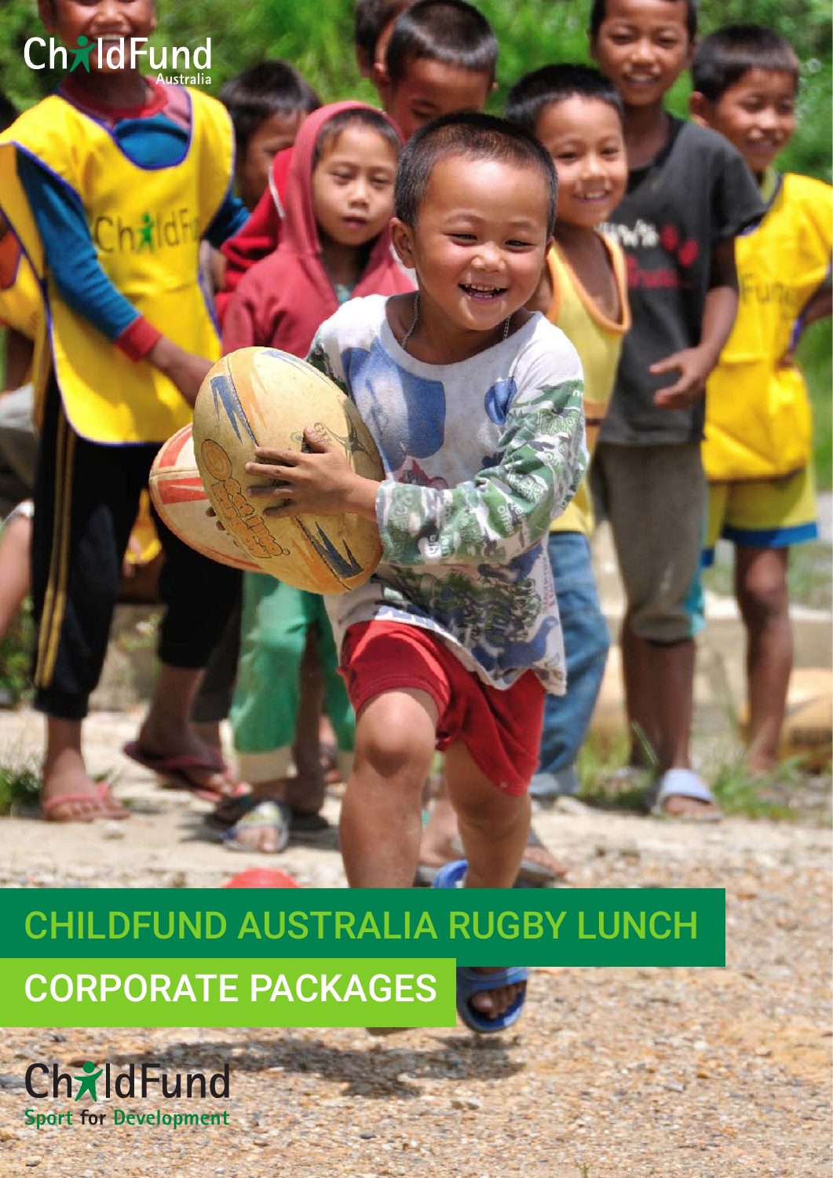ChildFund Australia

# CHILDFUND AUSTRALIA RUGBY LUNCH

## CORPORATE PACKAGES

ChildFund Sport for Development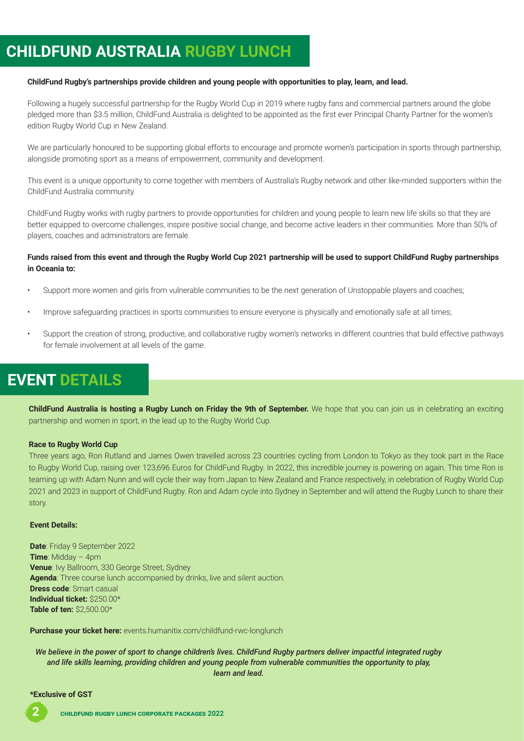# CHILDFUND AUSTRALIA RUGBY LUNCH

**ChildFund Rugby's partnerships provide children and young people with opportunities to play, learn, and lead.**

Following a hugely successful partnership for the Rugby World Cup in 2019 where rugby fans and commercial partners around the globe pledged more than $3.5 million, ChildFund Australia is delighted to be appointed as the first ever Principal Charity Partner for the women's edition Rugby World Cup in New Zealand.

We are particularly honoured to be supporting global efforts to encourage and promote women's participation in sports through partnership, alongside promoting sport as a means of empowerment, community and development.

This event is a unique opportunity to come together with members of Australia's Rugby network and other like-minded supporters within the ChildFund Australia community.

ChildFund Rugby works with rugby partners to provide opportunities for children and young people to learn new life skills so that they are better equipped to overcome challenges, inspire positive social change, and become active leaders in their communities. More than 50% of players, coaches and administrators are female.

**Funds raised from this event and through the Rugby World Cup 2021 partnership will be used to support ChildFund Rugby partnerships in Oceania to:**

- Support more women and girls from vulnerable communities to be the next generation of Unstoppable players and coaches;
- Improve safeguarding practices in sports communities to ensure everyone is physically and emotionally safe at all times;
- Support the creation of strong, productive, and collaborative rugby women's networks in different countries that build effective pathways for female involvement at all levels of the game.

# EVENT DETAILS

**ChildFund Australia is hosting a Rugby Lunch on Friday the 9th of September.** We hope that you can join us in celebrating an exciting partnership and women in sport, in the lead up to the Rugby World Cup.

**Race to Rugby World Cup**

Three years ago, Ron Rutland and James Owen travelled across 23 countries cycling from London to Tokyo as they took part in the Race to Rugby World Cup, raising over 123,696 Euros for ChildFund Rugby. In 2022, this incredible journey is powering on again. This time Ron is teaming up with Adam Nunn and will cycle their way from Japan to New Zealand and France respectively, in celebration of Rugby World Cup 2021 and 2023 in support of ChildFund Rugby. Ron and Adam cycle into Sydney in September and will attend the Rugby Lunch to share their story.

**Event Details:**

**Date**: Friday 9 September 2022
**Time**: Midday – 4pm
**Venue**: Ivy Ballroom, 330 George Street, Sydney
**Agenda**: Three course lunch accompanied by drinks, live and silent auction.
**Dress code**: Smart casual
**Individual ticket:** $250.00*
**Table of ten:** $2,500.00*

**Purchase your ticket here:** events.humanitix.com/childfund-rwc-longlunch

***We believe in the power of sport to change children's lives. ChildFund Rugby partners deliver impactful integrated rugby and life skills learning, providing children and young people from vulnerable communities the opportunity to play, learn and lead.***

**\*Exclusive of GST**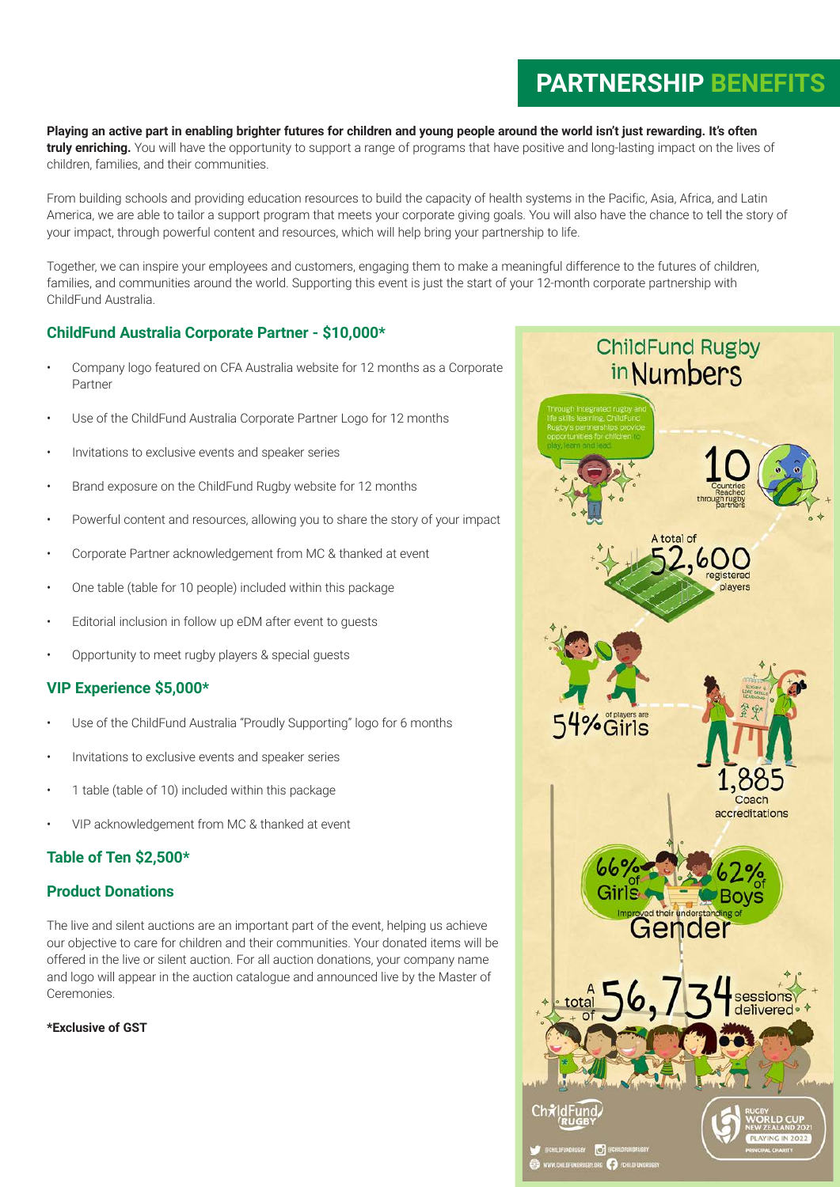# PARTNERSHIP BENEFITS

**Playing an active part in enabling brighter futures for children and young people around the world isn't just rewarding. It's often truly enriching.** You will have the opportunity to support a range of programs that have positive and long-lasting impact on the lives of children, families, and their communities.

From building schools and providing education resources to build the capacity of health systems in the Pacific, Asia, Africa, and Latin America, we are able to tailor a support program that meets your corporate giving goals. You will also have the chance to tell the story of your impact, through powerful content and resources, which will help bring your partnership to life.

Together, we can inspire your employees and customers, engaging them to make a meaningful difference to the futures of children, families, and communities around the world. Supporting this event is just the start of your 12-month corporate partnership with ChildFund Australia.

### ChildFund Australia Corporate Partner - $10,000*

- Company logo featured on CFA Australia website for 12 months as a Corporate Partner
- Use of the ChildFund Australia Corporate Partner Logo for 12 months
- Invitations to exclusive events and speaker series
- Brand exposure on the ChildFund Rugby website for 12 months
- Powerful content and resources, allowing you to share the story of your impact
- Corporate Partner acknowledgement from MC & thanked at event
- One table (table for 10 people) included within this package
- Editorial inclusion in follow up eDM after event to guests
- Opportunity to meet rugby players & special guests

### VIP Experience $5,000*

- Use of the ChildFund Australia "Proudly Supporting" logo for 6 months
- Invitations to exclusive events and speaker series
- 1 table (table of 10) included within this package
- VIP acknowledgement from MC & thanked at event

### Table of Ten $2,500*

### Product Donations

The live and silent auctions are an important part of the event, helping us achieve our objective to care for children and their communities. Your donated items will be offered in the live or silent auction. For all auction donations, your company name and logo will appear in the auction catalogue and announced live by the Master of Ceremonies.

**\*Exclusive of GST**

## ChildFund Rugby in Numbers

Through integrated rugby and life skills learning, ChildFund Rugby's partnerships provide opportunities for children to play, learn and lead.

**10** Countries Reached through rugby partners

A total of **52,600** registered players

**54%** of players are Girls

**1,885** Coach accreditations

**66%** of Girls / **62%** of Boys — Improved their understanding of Gender

A total of **56,734** sessions delivered

ChildFund Rugby · Rugby World Cup New Zealand 2021 Playing in 2022 · Principal Charity

@CHILDFUNDRUGBY · @CHILDFUNDRUGBY · WWW.CHILDFUNDRUGBY.ORG · /CHILDFUNDRUGBY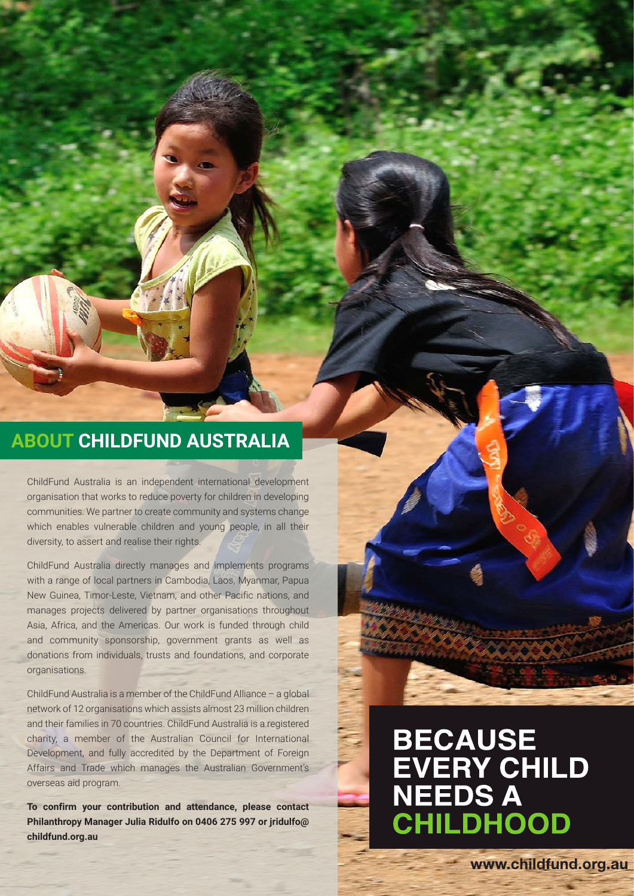## ABOUT CHILDFUND AUSTRALIA

ChildFund Australia is an independent international development organisation that works to reduce poverty for children in developing communities. We partner to create community and systems change which enables vulnerable children and young people, in all their diversity, to assert and realise their rights.

ChildFund Australia directly manages and implements programs with a range of local partners in Cambodia, Laos, Myanmar, Papua New Guinea, Timor-Leste, Vietnam, and other Pacific nations, and manages projects delivered by partner organisations throughout Asia, Africa, and the Americas. Our work is funded through child and community sponsorship, government grants as well as donations from individuals, trusts and foundations, and corporate organisations.

ChildFund Australia is a member of the ChildFund Alliance – a global network of 12 organisations which assists almost 23 million children and their families in 70 countries. ChildFund Australia is a registered charity, a member of the Australian Council for International Development, and fully accredited by the Department of Foreign Affairs and Trade which manages the Australian Government's overseas aid program.

**To confirm your contribution and attendance, please contact Philanthropy Manager Julia Ridulfo on 0406 275 997 or jridulfo@childfund.org.au**

# BECAUSE EVERY CHILD NEEDS A CHILDHOOD

www.childfund.org.au